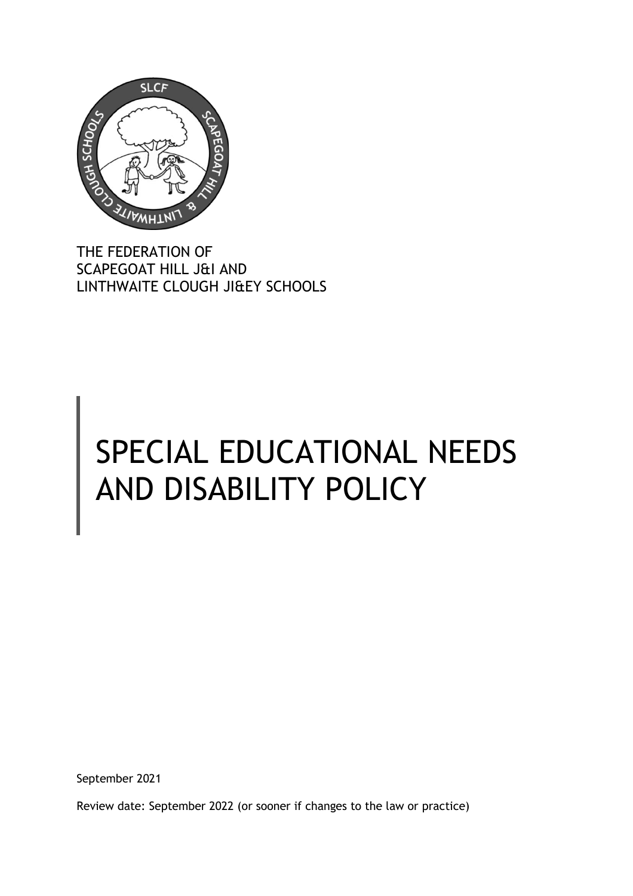THE FEDERATION OF
SCAPEGOAT HILL J&I AND
LINTHWAITE CLOUGH JI&EY SCHOOLS

# SPECIAL EDUCATIONAL NEEDS AND DISABILITY POLICY

September 2021

Review date: September 2022 (or sooner if changes to the law or practice)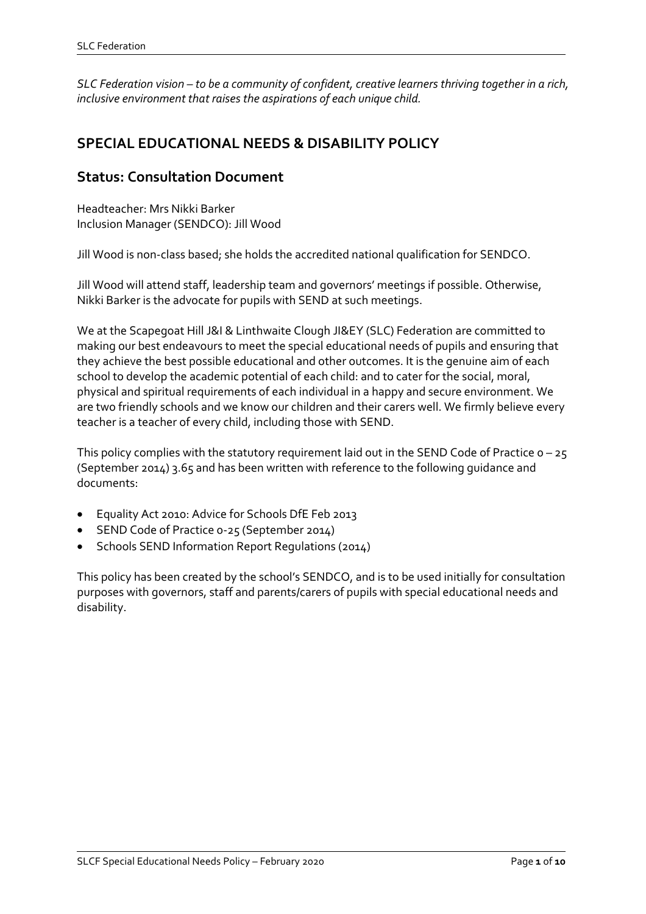*SLC Federation vision – to be a community of confident, creative learners thriving together in a rich, inclusive environment that raises the aspirations of each unique child.*

## SPECIAL EDUCATIONAL NEEDS & DISABILITY POLICY

## Status: Consultation Document

Headteacher: Mrs Nikki Barker
Inclusion Manager (SENDCO): Jill Wood

Jill Wood is non-class based; she holds the accredited national qualification for SENDCO.

Jill Wood will attend staff, leadership team and governors' meetings if possible. Otherwise, Nikki Barker is the advocate for pupils with SEND at such meetings.

We at the Scapegoat Hill J&I & Linthwaite Clough JI&EY (SLC) Federation are committed to making our best endeavours to meet the special educational needs of pupils and ensuring that they achieve the best possible educational and other outcomes. It is the genuine aim of each school to develop the academic potential of each child: and to cater for the social, moral, physical and spiritual requirements of each individual in a happy and secure environment. We are two friendly schools and we know our children and their carers well. We firmly believe every teacher is a teacher of every child, including those with SEND.

This policy complies with the statutory requirement laid out in the SEND Code of Practice 0 – 25 (September 2014) 3.65 and has been written with reference to the following guidance and documents:

- Equality Act 2010: Advice for Schools DfE Feb 2013
- SEND Code of Practice 0-25 (September 2014)
- Schools SEND Information Report Regulations (2014)

This policy has been created by the school's SENDCO, and is to be used initially for consultation purposes with governors, staff and parents/carers of pupils with special educational needs and disability.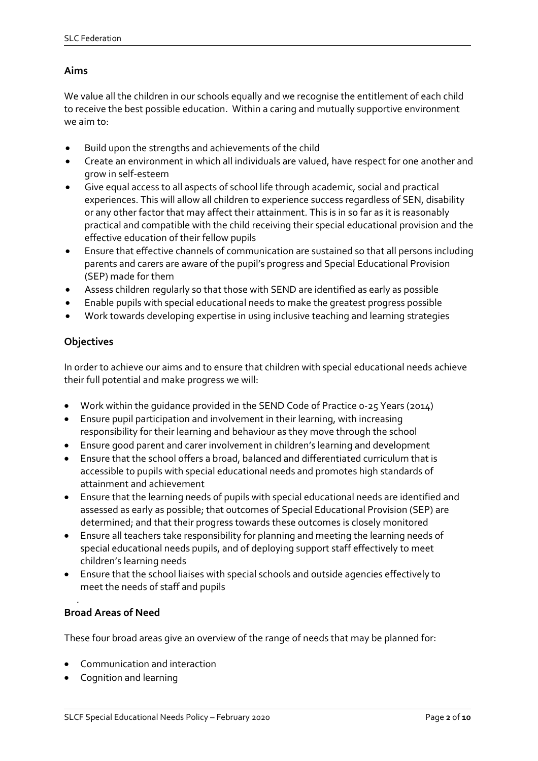## Aims

We value all the children in our schools equally and we recognise the entitlement of each child to receive the best possible education. Within a caring and mutually supportive environment we aim to:

- Build upon the strengths and achievements of the child
- Create an environment in which all individuals are valued, have respect for one another and grow in self-esteem
- Give equal access to all aspects of school life through academic, social and practical experiences. This will allow all children to experience success regardless of SEN, disability or any other factor that may affect their attainment. This is in so far as it is reasonably practical and compatible with the child receiving their special educational provision and the effective education of their fellow pupils
- Ensure that effective channels of communication are sustained so that all persons including parents and carers are aware of the pupil's progress and Special Educational Provision (SEP) made for them
- Assess children regularly so that those with SEND are identified as early as possible
- Enable pupils with special educational needs to make the greatest progress possible
- Work towards developing expertise in using inclusive teaching and learning strategies

## Objectives

In order to achieve our aims and to ensure that children with special educational needs achieve their full potential and make progress we will:

- Work within the guidance provided in the SEND Code of Practice 0-25 Years (2014)
- Ensure pupil participation and involvement in their learning, with increasing responsibility for their learning and behaviour as they move through the school
- Ensure good parent and carer involvement in children's learning and development
- Ensure that the school offers a broad, balanced and differentiated curriculum that is accessible to pupils with special educational needs and promotes high standards of attainment and achievement
- Ensure that the learning needs of pupils with special educational needs are identified and assessed as early as possible; that outcomes of Special Educational Provision (SEP) are determined; and that their progress towards these outcomes is closely monitored
- Ensure all teachers take responsibility for planning and meeting the learning needs of special educational needs pupils, and of deploying support staff effectively to meet children's learning needs
- Ensure that the school liaises with special schools and outside agencies effectively to meet the needs of staff and pupils

## Broad Areas of Need

These four broad areas give an overview of the range of needs that may be planned for:

- Communication and interaction
- Cognition and learning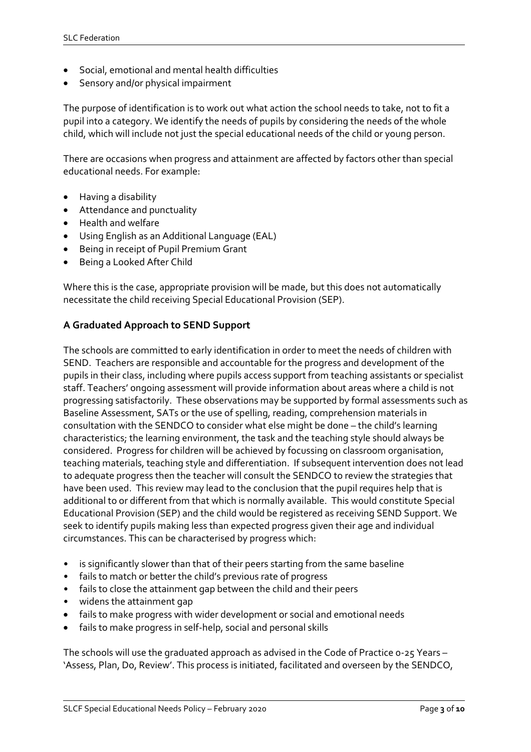- Social, emotional and mental health difficulties
- Sensory and/or physical impairment

The purpose of identification is to work out what action the school needs to take, not to fit a pupil into a category. We identify the needs of pupils by considering the needs of the whole child, which will include not just the special educational needs of the child or young person.

There are occasions when progress and attainment are affected by factors other than special educational needs. For example:

- Having a disability
- Attendance and punctuality
- Health and welfare
- Using English as an Additional Language (EAL)
- Being in receipt of Pupil Premium Grant
- Being a Looked After Child

Where this is the case, appropriate provision will be made, but this does not automatically necessitate the child receiving Special Educational Provision (SEP).

### A Graduated Approach to SEND Support

The schools are committed to early identification in order to meet the needs of children with SEND. Teachers are responsible and accountable for the progress and development of the pupils in their class, including where pupils access support from teaching assistants or specialist staff. Teachers' ongoing assessment will provide information about areas where a child is not progressing satisfactorily. These observations may be supported by formal assessments such as Baseline Assessment, SATs or the use of spelling, reading, comprehension materials in consultation with the SENDCO to consider what else might be done – the child's learning characteristics; the learning environment, the task and the teaching style should always be considered. Progress for children will be achieved by focussing on classroom organisation, teaching materials, teaching style and differentiation. If subsequent intervention does not lead to adequate progress then the teacher will consult the SENDCO to review the strategies that have been used. This review may lead to the conclusion that the pupil requires help that is additional to or different from that which is normally available. This would constitute Special Educational Provision (SEP) and the child would be registered as receiving SEND Support. We seek to identify pupils making less than expected progress given their age and individual circumstances. This can be characterised by progress which:

- is significantly slower than that of their peers starting from the same baseline
- fails to match or better the child's previous rate of progress
- fails to close the attainment gap between the child and their peers
- widens the attainment gap
- fails to make progress with wider development or social and emotional needs
- fails to make progress in self-help, social and personal skills

The schools will use the graduated approach as advised in the Code of Practice 0-25 Years – 'Assess, Plan, Do, Review'. This process is initiated, facilitated and overseen by the SENDCO,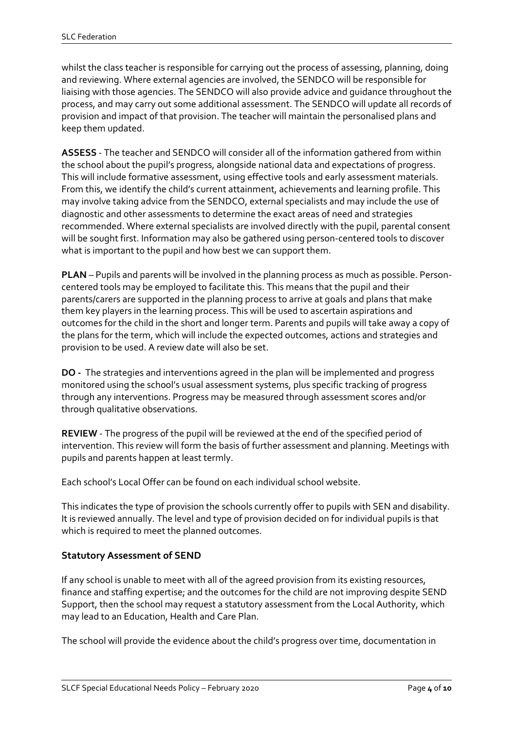whilst the class teacher is responsible for carrying out the process of assessing, planning, doing and reviewing. Where external agencies are involved, the SENDCO will be responsible for liaising with those agencies. The SENDCO will also provide advice and guidance throughout the process, and may carry out some additional assessment. The SENDCO will update all records of provision and impact of that provision. The teacher will maintain the personalised plans and keep them updated.

**ASSESS** - The teacher and SENDCO will consider all of the information gathered from within the school about the pupil's progress, alongside national data and expectations of progress. This will include formative assessment, using effective tools and early assessment materials. From this, we identify the child's current attainment, achievements and learning profile. This may involve taking advice from the SENDCO, external specialists and may include the use of diagnostic and other assessments to determine the exact areas of need and strategies recommended. Where external specialists are involved directly with the pupil, parental consent will be sought first. Information may also be gathered using person-centered tools to discover what is important to the pupil and how best we can support them.

**PLAN** – Pupils and parents will be involved in the planning process as much as possible. Person-centered tools may be employed to facilitate this. This means that the pupil and their parents/carers are supported in the planning process to arrive at goals and plans that make them key players in the learning process. This will be used to ascertain aspirations and outcomes for the child in the short and longer term. Parents and pupils will take away a copy of the plans for the term, which will include the expected outcomes, actions and strategies and provision to be used. A review date will also be set.

**DO -** The strategies and interventions agreed in the plan will be implemented and progress monitored using the school's usual assessment systems, plus specific tracking of progress through any interventions. Progress may be measured through assessment scores and/or through qualitative observations.

**REVIEW** - The progress of the pupil will be reviewed at the end of the specified period of intervention. This review will form the basis of further assessment and planning. Meetings with pupils and parents happen at least termly.

Each school's Local Offer can be found on each individual school website.

This indicates the type of provision the schools currently offer to pupils with SEN and disability. It is reviewed annually. The level and type of provision decided on for individual pupils is that which is required to meet the planned outcomes.

### Statutory Assessment of SEND

If any school is unable to meet with all of the agreed provision from its existing resources, finance and staffing expertise; and the outcomes for the child are not improving despite SEND Support, then the school may request a statutory assessment from the Local Authority, which may lead to an Education, Health and Care Plan.

The school will provide the evidence about the child's progress over time, documentation in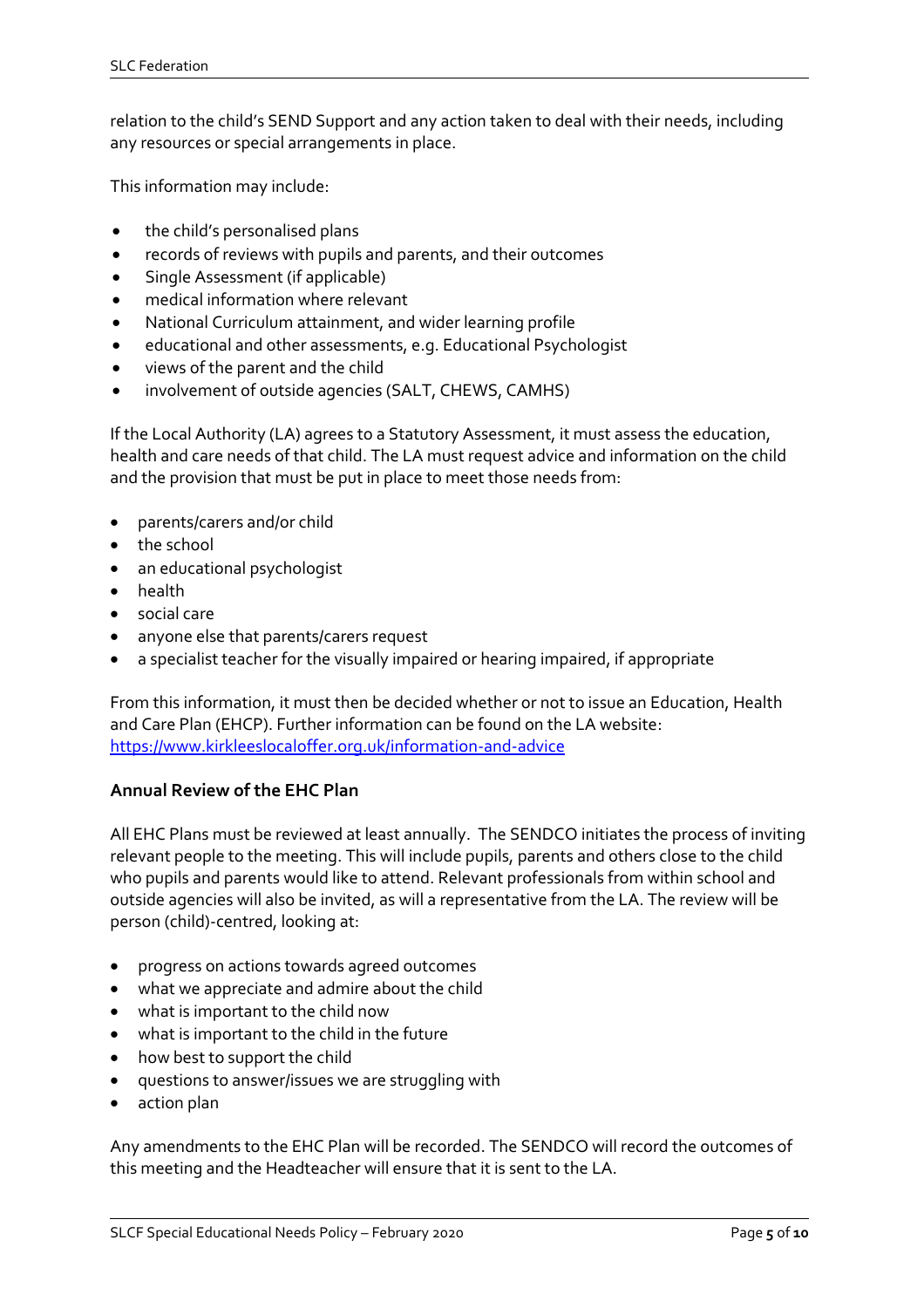relation to the child's SEND Support and any action taken to deal with their needs, including any resources or special arrangements in place.

This information may include:

- the child's personalised plans
- records of reviews with pupils and parents, and their outcomes
- Single Assessment (if applicable)
- medical information where relevant
- National Curriculum attainment, and wider learning profile
- educational and other assessments, e.g. Educational Psychologist
- views of the parent and the child
- involvement of outside agencies (SALT, CHEWS, CAMHS)

If the Local Authority (LA) agrees to a Statutory Assessment, it must assess the education, health and care needs of that child. The LA must request advice and information on the child and the provision that must be put in place to meet those needs from:

- parents/carers and/or child
- the school
- an educational psychologist
- health
- social care
- anyone else that parents/carers request
- a specialist teacher for the visually impaired or hearing impaired, if appropriate

From this information, it must then be decided whether or not to issue an Education, Health and Care Plan (EHCP). Further information can be found on the LA website: https://www.kirkleeslocaloffer.org.uk/information-and-advice

**Annual Review of the EHC Plan**

All EHC Plans must be reviewed at least annually. The SENDCO initiates the process of inviting relevant people to the meeting. This will include pupils, parents and others close to the child who pupils and parents would like to attend. Relevant professionals from within school and outside agencies will also be invited, as will a representative from the LA. The review will be person (child)-centred, looking at:

- progress on actions towards agreed outcomes
- what we appreciate and admire about the child
- what is important to the child now
- what is important to the child in the future
- how best to support the child
- questions to answer/issues we are struggling with
- action plan

Any amendments to the EHC Plan will be recorded. The SENDCO will record the outcomes of this meeting and the Headteacher will ensure that it is sent to the LA.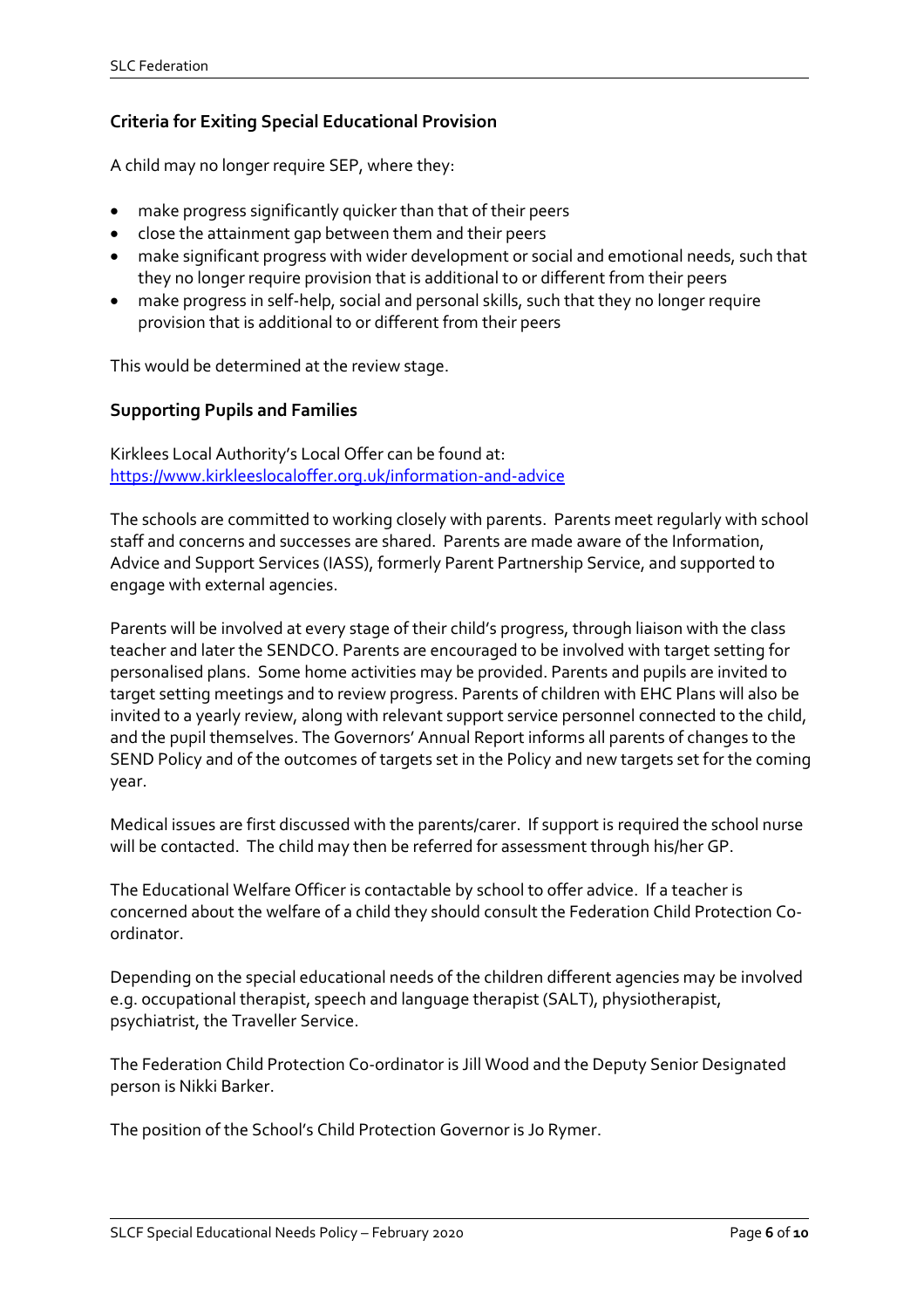### Criteria for Exiting Special Educational Provision

A child may no longer require SEP, where they:

- make progress significantly quicker than that of their peers
- close the attainment gap between them and their peers
- make significant progress with wider development or social and emotional needs, such that they no longer require provision that is additional to or different from their peers
- make progress in self-help, social and personal skills, such that they no longer require provision that is additional to or different from their peers

This would be determined at the review stage.

### Supporting Pupils and Families

Kirklees Local Authority's Local Offer can be found at:
[https://www.kirkleeslocaloffer.org.uk/information-and-advice](https://www.kirkleeslocaloffer.org.uk/information-and-advice)

The schools are committed to working closely with parents. Parents meet regularly with school staff and concerns and successes are shared. Parents are made aware of the Information, Advice and Support Services (IASS), formerly Parent Partnership Service, and supported to engage with external agencies.

Parents will be involved at every stage of their child's progress, through liaison with the class teacher and later the SENDCO. Parents are encouraged to be involved with target setting for personalised plans. Some home activities may be provided. Parents and pupils are invited to target setting meetings and to review progress. Parents of children with EHC Plans will also be invited to a yearly review, along with relevant support service personnel connected to the child, and the pupil themselves. The Governors' Annual Report informs all parents of changes to the SEND Policy and of the outcomes of targets set in the Policy and new targets set for the coming year.

Medical issues are first discussed with the parents/carer. If support is required the school nurse will be contacted. The child may then be referred for assessment through his/her GP.

The Educational Welfare Officer is contactable by school to offer advice. If a teacher is concerned about the welfare of a child they should consult the Federation Child Protection Co-ordinator.

Depending on the special educational needs of the children different agencies may be involved e.g. occupational therapist, speech and language therapist (SALT), physiotherapist, psychiatrist, the Traveller Service.

The Federation Child Protection Co-ordinator is Jill Wood and the Deputy Senior Designated person is Nikki Barker.

The position of the School's Child Protection Governor is Jo Rymer.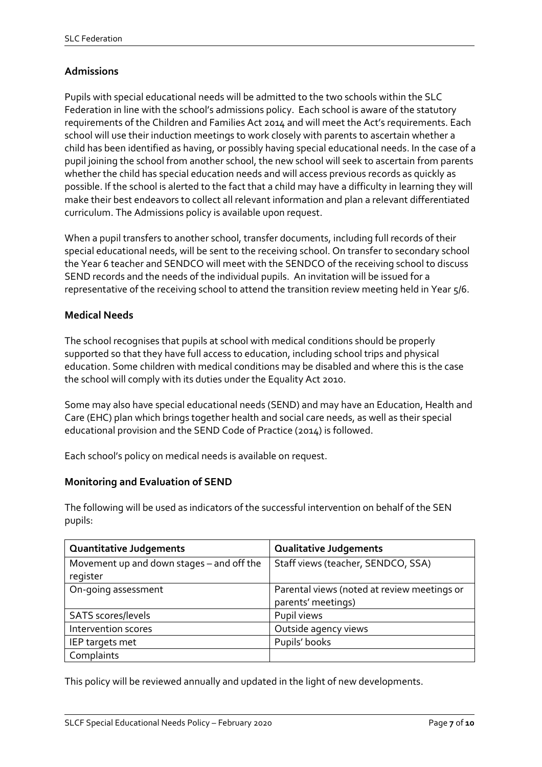## Admissions

Pupils with special educational needs will be admitted to the two schools within the SLC Federation in line with the school's admissions policy. Each school is aware of the statutory requirements of the Children and Families Act 2014 and will meet the Act's requirements. Each school will use their induction meetings to work closely with parents to ascertain whether a child has been identified as having, or possibly having special educational needs. In the case of a pupil joining the school from another school, the new school will seek to ascertain from parents whether the child has special education needs and will access previous records as quickly as possible. If the school is alerted to the fact that a child may have a difficulty in learning they will make their best endeavors to collect all relevant information and plan a relevant differentiated curriculum. The Admissions policy is available upon request.

When a pupil transfers to another school, transfer documents, including full records of their special educational needs, will be sent to the receiving school. On transfer to secondary school the Year 6 teacher and SENDCO will meet with the SENDCO of the receiving school to discuss SEND records and the needs of the individual pupils. An invitation will be issued for a representative of the receiving school to attend the transition review meeting held in Year 5/6.

## Medical Needs

The school recognises that pupils at school with medical conditions should be properly supported so that they have full access to education, including school trips and physical education. Some children with medical conditions may be disabled and where this is the case the school will comply with its duties under the Equality Act 2010.

Some may also have special educational needs (SEND) and may have an Education, Health and Care (EHC) plan which brings together health and social care needs, as well as their special educational provision and the SEND Code of Practice (2014) is followed.

Each school's policy on medical needs is available on request.

## Monitoring and Evaluation of SEND

The following will be used as indicators of the successful intervention on behalf of the SEN pupils:

| Quantitative Judgements | Qualitative Judgements |
|---|---|
| Movement up and down stages – and off the register | Staff views (teacher, SENDCO, SSA) |
| On-going assessment | Parental views (noted at review meetings or parents' meetings) |
| SATS scores/levels | Pupil views |
| Intervention scores | Outside agency views |
| IEP targets met | Pupils' books |
| Complaints | |

This policy will be reviewed annually and updated in the light of new developments.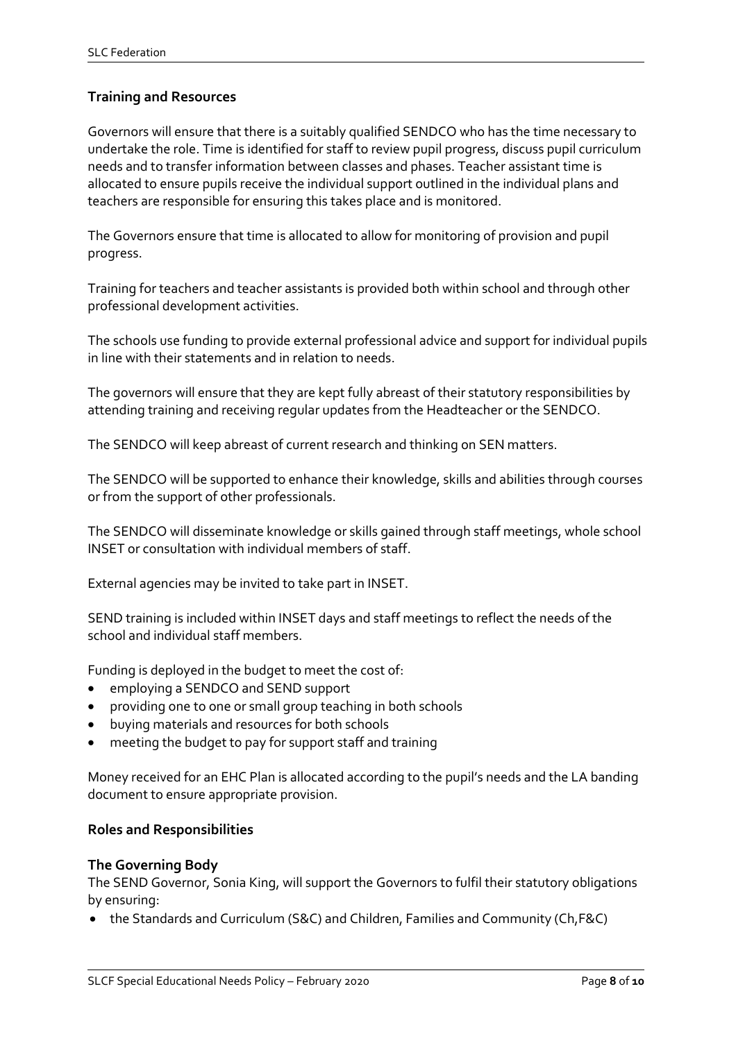### Training and Resources

Governors will ensure that there is a suitably qualified SENDCO who has the time necessary to undertake the role. Time is identified for staff to review pupil progress, discuss pupil curriculum needs and to transfer information between classes and phases. Teacher assistant time is allocated to ensure pupils receive the individual support outlined in the individual plans and teachers are responsible for ensuring this takes place and is monitored.

The Governors ensure that time is allocated to allow for monitoring of provision and pupil progress.

Training for teachers and teacher assistants is provided both within school and through other professional development activities.

The schools use funding to provide external professional advice and support for individual pupils in line with their statements and in relation to needs.

The governors will ensure that they are kept fully abreast of their statutory responsibilities by attending training and receiving regular updates from the Headteacher or the SENDCO.

The SENDCO will keep abreast of current research and thinking on SEN matters.

The SENDCO will be supported to enhance their knowledge, skills and abilities through courses or from the support of other professionals.

The SENDCO will disseminate knowledge or skills gained through staff meetings, whole school INSET or consultation with individual members of staff.

External agencies may be invited to take part in INSET.

SEND training is included within INSET days and staff meetings to reflect the needs of the school and individual staff members.

Funding is deployed in the budget to meet the cost of:

- employing a SENDCO and SEND support
- providing one to one or small group teaching in both schools
- buying materials and resources for both schools
- meeting the budget to pay for support staff and training

Money received for an EHC Plan is allocated according to the pupil's needs and the LA banding document to ensure appropriate provision.

### Roles and Responsibilities

### The Governing Body

The SEND Governor, Sonia King, will support the Governors to fulfil their statutory obligations by ensuring:

- the Standards and Curriculum (S&C) and Children, Families and Community (Ch,F&C)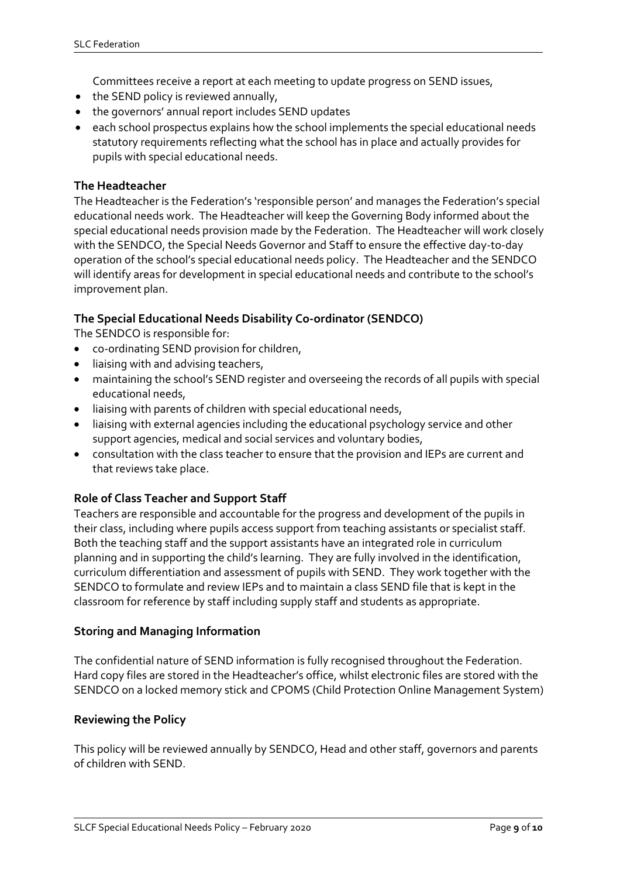Committees receive a report at each meeting to update progress on SEND issues,

- the SEND policy is reviewed annually,
- the governors' annual report includes SEND updates
- each school prospectus explains how the school implements the special educational needs statutory requirements reflecting what the school has in place and actually provides for pupils with special educational needs.

**The Headteacher**

The Headteacher is the Federation's 'responsible person' and manages the Federation's special educational needs work. The Headteacher will keep the Governing Body informed about the special educational needs provision made by the Federation. The Headteacher will work closely with the SENDCO, the Special Needs Governor and Staff to ensure the effective day-to-day operation of the school's special educational needs policy. The Headteacher and the SENDCO will identify areas for development in special educational needs and contribute to the school's improvement plan.

**The Special Educational Needs Disability Co-ordinator (SENDCO)**

The SENDCO is responsible for:

- co-ordinating SEND provision for children,
- liaising with and advising teachers,
- maintaining the school's SEND register and overseeing the records of all pupils with special educational needs,
- liaising with parents of children with special educational needs,
- liaising with external agencies including the educational psychology service and other support agencies, medical and social services and voluntary bodies,
- consultation with the class teacher to ensure that the provision and IEPs are current and that reviews take place.

**Role of Class Teacher and Support Staff**

Teachers are responsible and accountable for the progress and development of the pupils in their class, including where pupils access support from teaching assistants or specialist staff. Both the teaching staff and the support assistants have an integrated role in curriculum planning and in supporting the child's learning. They are fully involved in the identification, curriculum differentiation and assessment of pupils with SEND. They work together with the SENDCO to formulate and review IEPs and to maintain a class SEND file that is kept in the classroom for reference by staff including supply staff and students as appropriate.

**Storing and Managing Information**

The confidential nature of SEND information is fully recognised throughout the Federation. Hard copy files are stored in the Headteacher's office, whilst electronic files are stored with the SENDCO on a locked memory stick and CPOMS (Child Protection Online Management System)

**Reviewing the Policy**

This policy will be reviewed annually by SENDCO, Head and other staff, governors and parents of children with SEND.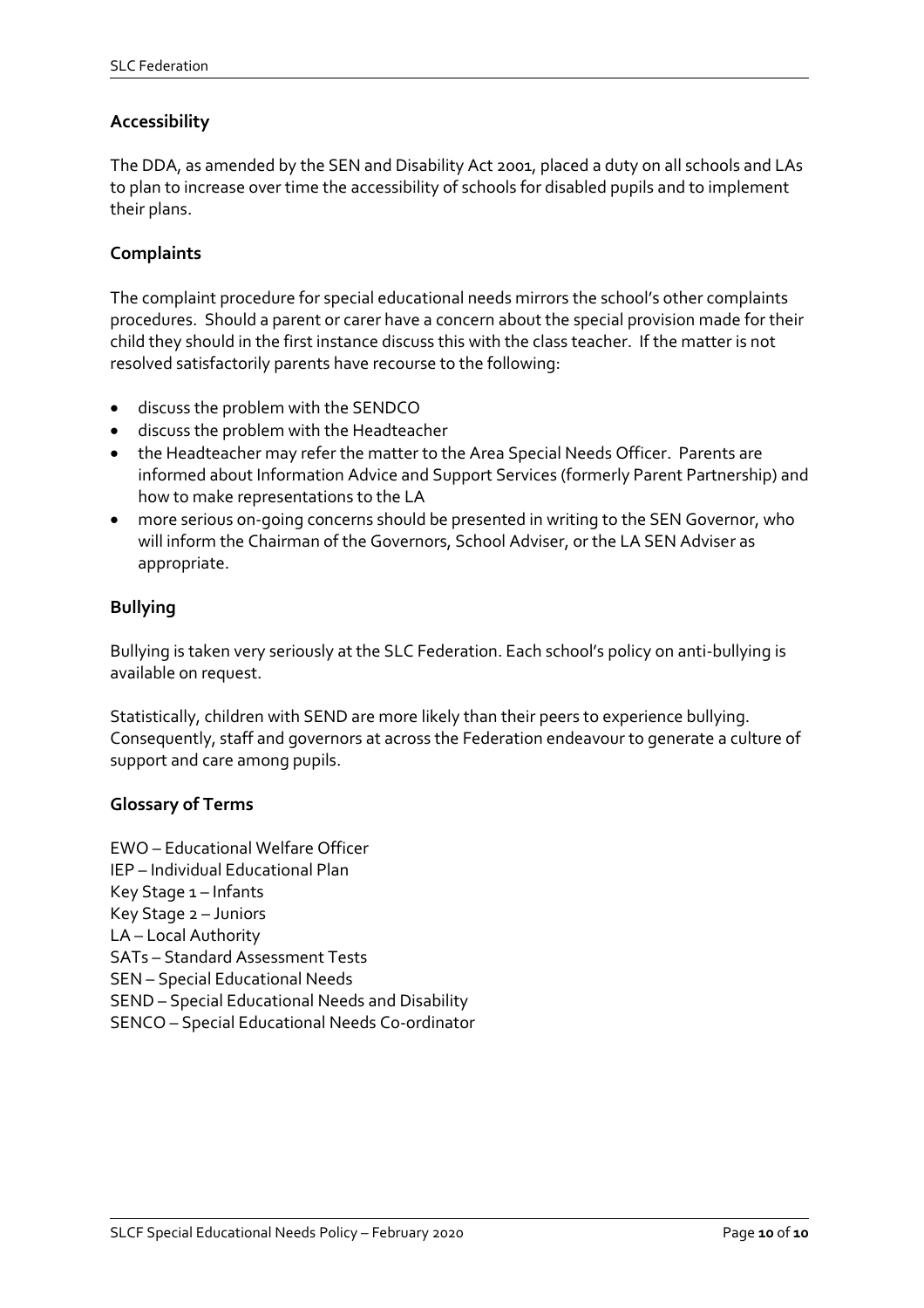## Accessibility

The DDA, as amended by the SEN and Disability Act 2001, placed a duty on all schools and LAs to plan to increase over time the accessibility of schools for disabled pupils and to implement their plans.

## Complaints

The complaint procedure for special educational needs mirrors the school's other complaints procedures. Should a parent or carer have a concern about the special provision made for their child they should in the first instance discuss this with the class teacher. If the matter is not resolved satisfactorily parents have recourse to the following:

- discuss the problem with the SENDCO
- discuss the problem with the Headteacher
- the Headteacher may refer the matter to the Area Special Needs Officer. Parents are informed about Information Advice and Support Services (formerly Parent Partnership) and how to make representations to the LA
- more serious on-going concerns should be presented in writing to the SEN Governor, who will inform the Chairman of the Governors, School Adviser, or the LA SEN Adviser as appropriate.

## Bullying

Bullying is taken very seriously at the SLC Federation. Each school's policy on anti-bullying is available on request.

Statistically, children with SEND are more likely than their peers to experience bullying. Consequently, staff and governors at across the Federation endeavour to generate a culture of support and care among pupils.

## Glossary of Terms

EWO – Educational Welfare Officer
IEP – Individual Educational Plan
Key Stage 1 – Infants
Key Stage 2 – Juniors
LA – Local Authority
SATs – Standard Assessment Tests
SEN – Special Educational Needs
SEND – Special Educational Needs and Disability
SENCO – Special Educational Needs Co-ordinator